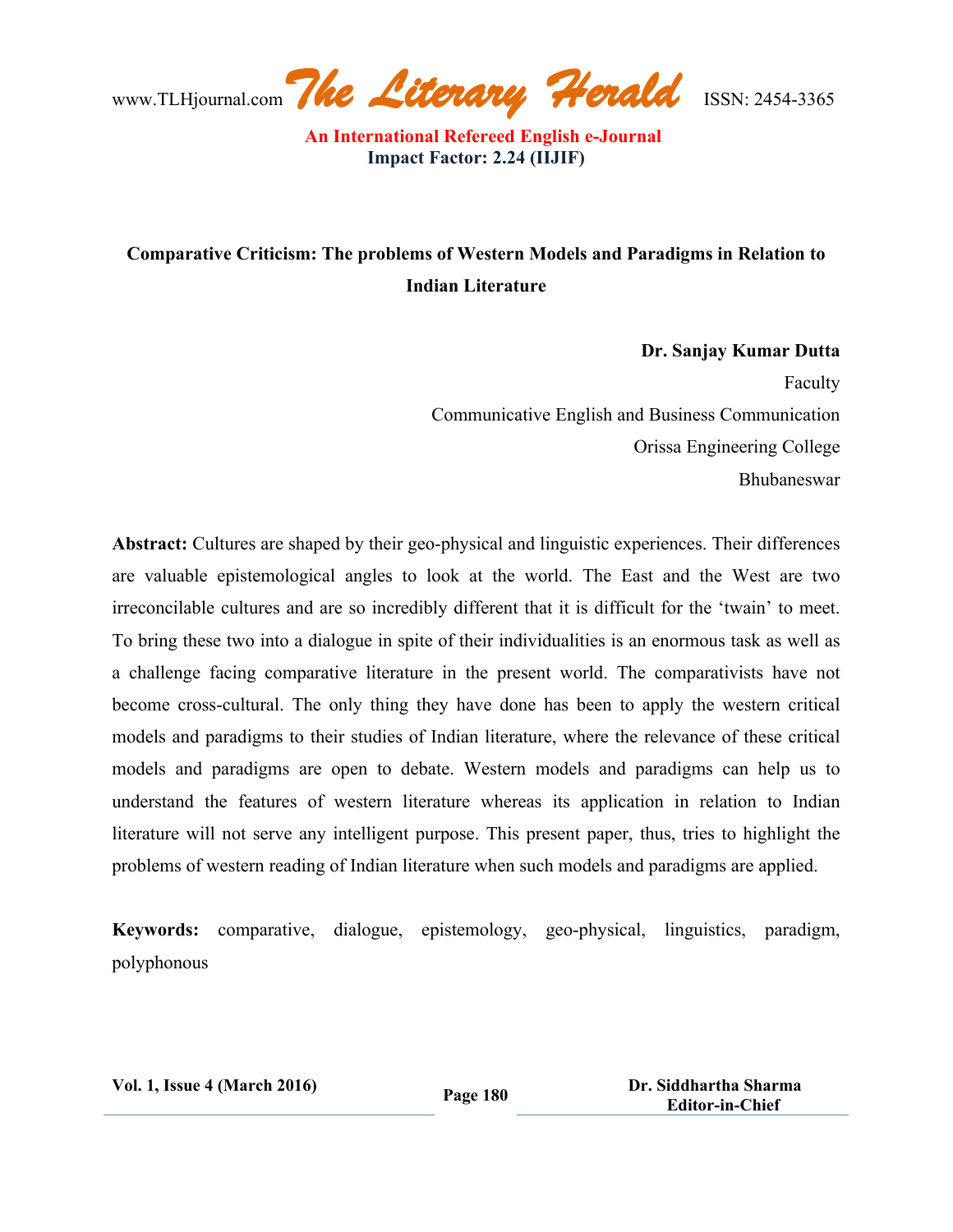# Comparative Criticism: The problems of Western Models and Paradigms in Relation to Indian Literature

**Dr. Sanjay Kumar Dutta**
Faculty
Communicative English and Business Communication
Orissa Engineering College
Bhubaneswar

**Abstract:** Cultures are shaped by their geo-physical and linguistic experiences. Their differences are valuable epistemological angles to look at the world. The East and the West are two irreconcilable cultures and are so incredibly different that it is difficult for the 'twain' to meet. To bring these two into a dialogue in spite of their individualities is an enormous task as well as a challenge facing comparative literature in the present world. The comparativists have not become cross-cultural. The only thing they have done has been to apply the western critical models and paradigms to their studies of Indian literature, where the relevance of these critical models and paradigms are open to debate. Western models and paradigms can help us to understand the features of western literature whereas its application in relation to Indian literature will not serve any intelligent purpose. This present paper, thus, tries to highlight the problems of western reading of Indian literature when such models and paradigms are applied.

**Keywords:** comparative, dialogue, epistemology, geo-physical, linguistics, paradigm, polyphonous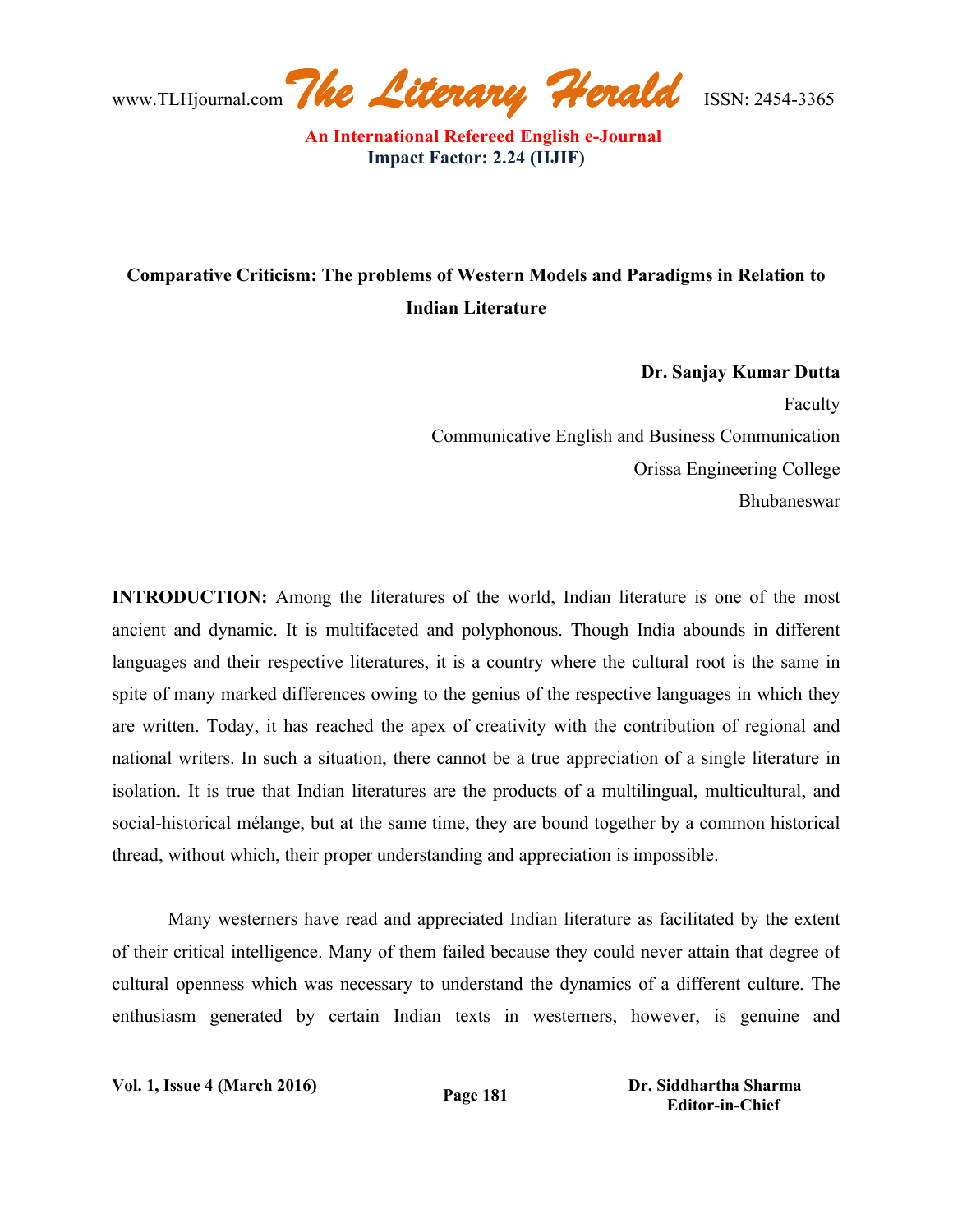## Comparative Criticism: The problems of Western Models and Paradigms in Relation to Indian Literature

**Dr. Sanjay Kumar Dutta**
Faculty
Communicative English and Business Communication
Orissa Engineering College
Bhubaneswar

**INTRODUCTION:** Among the literatures of the world, Indian literature is one of the most ancient and dynamic. It is multifaceted and polyphonous. Though India abounds in different languages and their respective literatures, it is a country where the cultural root is the same in spite of many marked differences owing to the genius of the respective languages in which they are written. Today, it has reached the apex of creativity with the contribution of regional and national writers. In such a situation, there cannot be a true appreciation of a single literature in isolation. It is true that Indian literatures are the products of a multilingual, multicultural, and social-historical mélange, but at the same time, they are bound together by a common historical thread, without which, their proper understanding and appreciation is impossible.

Many westerners have read and appreciated Indian literature as facilitated by the extent of their critical intelligence. Many of them failed because they could never attain that degree of cultural openness which was necessary to understand the dynamics of a different culture. The enthusiasm generated by certain Indian texts in westerners, however, is genuine and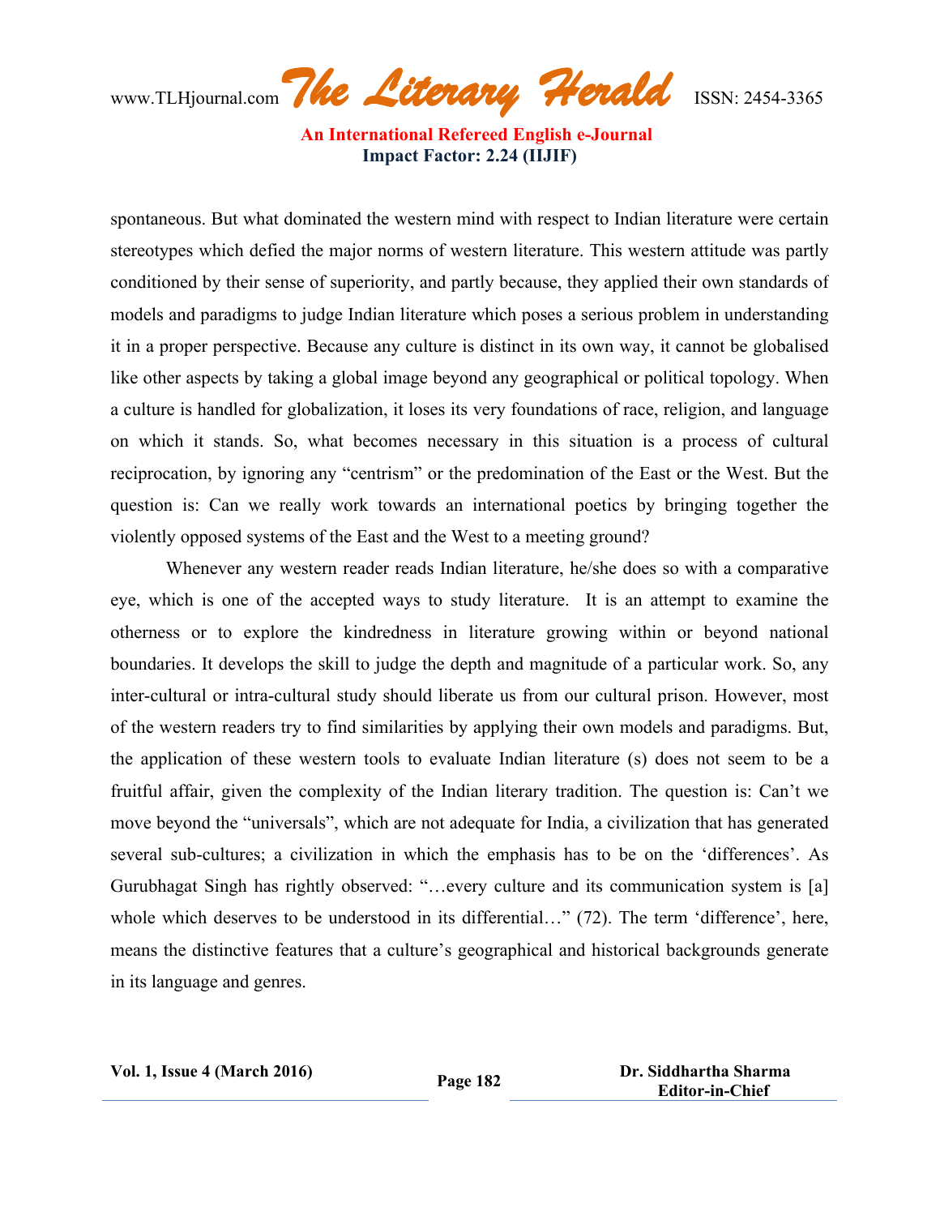spontaneous. But what dominated the western mind with respect to Indian literature were certain stereotypes which defied the major norms of western literature. This western attitude was partly conditioned by their sense of superiority, and partly because, they applied their own standards of models and paradigms to judge Indian literature which poses a serious problem in understanding it in a proper perspective. Because any culture is distinct in its own way, it cannot be globalised like other aspects by taking a global image beyond any geographical or political topology. When a culture is handled for globalization, it loses its very foundations of race, religion, and language on which it stands. So, what becomes necessary in this situation is a process of cultural reciprocation, by ignoring any "centrism" or the predomination of the East or the West. But the question is: Can we really work towards an international poetics by bringing together the violently opposed systems of the East and the West to a meeting ground?

Whenever any western reader reads Indian literature, he/she does so with a comparative eye, which is one of the accepted ways to study literature. It is an attempt to examine the otherness or to explore the kindredness in literature growing within or beyond national boundaries. It develops the skill to judge the depth and magnitude of a particular work. So, any inter-cultural or intra-cultural study should liberate us from our cultural prison. However, most of the western readers try to find similarities by applying their own models and paradigms. But, the application of these western tools to evaluate Indian literature (s) does not seem to be a fruitful affair, given the complexity of the Indian literary tradition. The question is: Can't we move beyond the "universals", which are not adequate for India, a civilization that has generated several sub-cultures; a civilization in which the emphasis has to be on the 'differences'. As Gurubhagat Singh has rightly observed: "…every culture and its communication system is [a] whole which deserves to be understood in its differential…" (72). The term 'difference', here, means the distinctive features that a culture's geographical and historical backgrounds generate in its language and genres.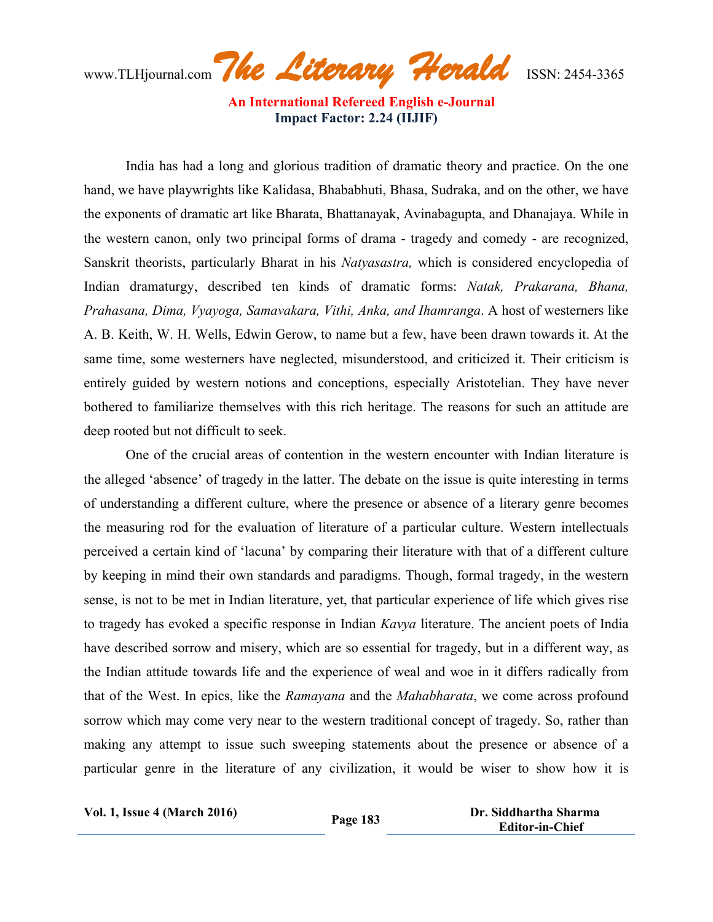India has had a long and glorious tradition of dramatic theory and practice. On the one hand, we have playwrights like Kalidasa, Bhababhuti, Bhasa, Sudraka, and on the other, we have the exponents of dramatic art like Bharata, Bhattanayak, Avinabagupta, and Dhanajaya. While in the western canon, only two principal forms of drama - tragedy and comedy - are recognized, Sanskrit theorists, particularly Bharat in his *Natyasastra,* which is considered encyclopedia of Indian dramaturgy, described ten kinds of dramatic forms: *Natak, Prakarana, Bhana, Prahasana, Dima, Vyayoga, Samavakara, Vithi, Anka, and Ihamranga*. A host of westerners like A. B. Keith, W. H. Wells, Edwin Gerow, to name but a few, have been drawn towards it. At the same time, some westerners have neglected, misunderstood, and criticized it. Their criticism is entirely guided by western notions and conceptions, especially Aristotelian. They have never bothered to familiarize themselves with this rich heritage. The reasons for such an attitude are deep rooted but not difficult to seek.

One of the crucial areas of contention in the western encounter with Indian literature is the alleged 'absence' of tragedy in the latter. The debate on the issue is quite interesting in terms of understanding a different culture, where the presence or absence of a literary genre becomes the measuring rod for the evaluation of literature of a particular culture. Western intellectuals perceived a certain kind of 'lacuna' by comparing their literature with that of a different culture by keeping in mind their own standards and paradigms. Though, formal tragedy, in the western sense, is not to be met in Indian literature, yet, that particular experience of life which gives rise to tragedy has evoked a specific response in Indian *Kavya* literature. The ancient poets of India have described sorrow and misery, which are so essential for tragedy, but in a different way, as the Indian attitude towards life and the experience of weal and woe in it differs radically from that of the West. In epics, like the *Ramayana* and the *Mahabharata*, we come across profound sorrow which may come very near to the western traditional concept of tragedy. So, rather than making any attempt to issue such sweeping statements about the presence or absence of a particular genre in the literature of any civilization, it would be wiser to show how it is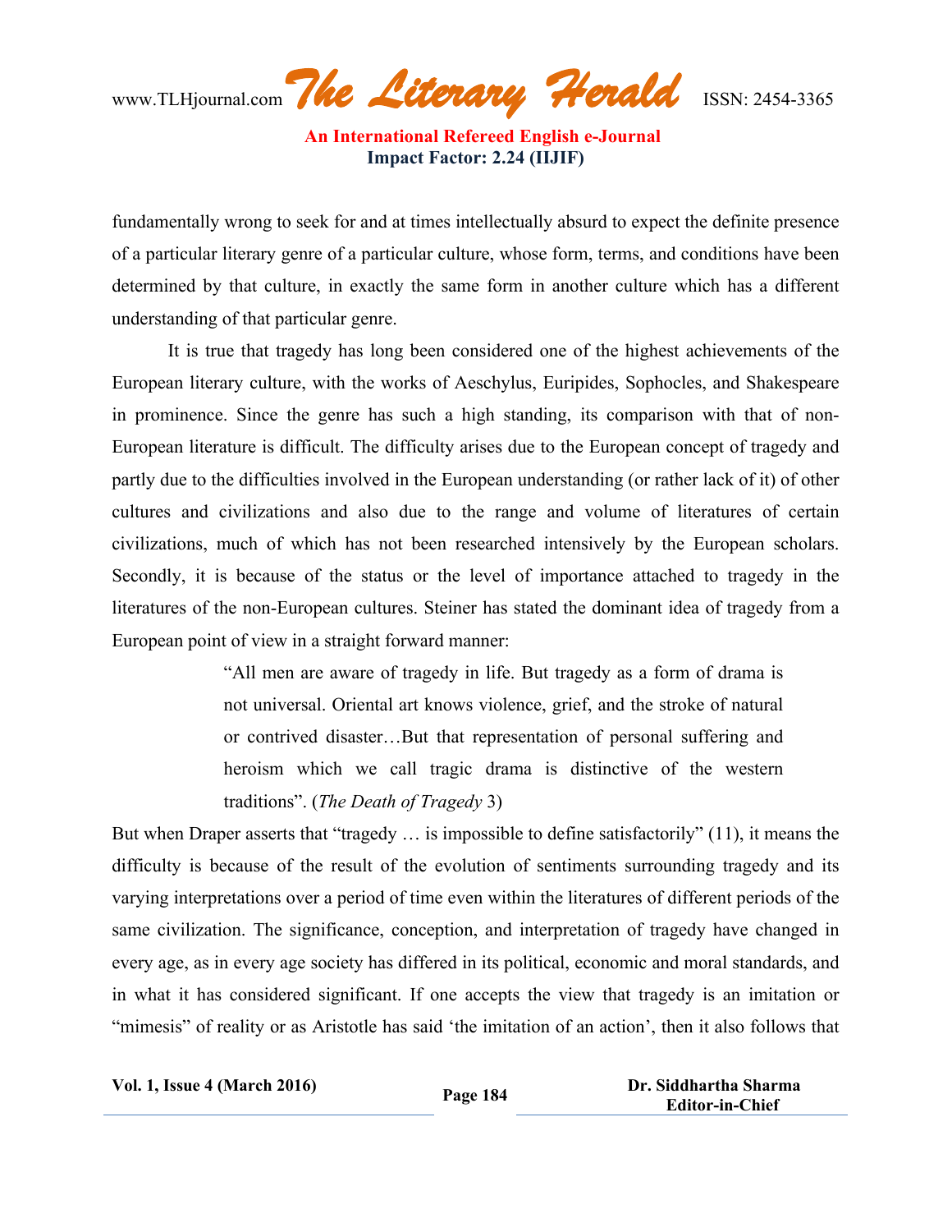fundamentally wrong to seek for and at times intellectually absurd to expect the definite presence of a particular literary genre of a particular culture, whose form, terms, and conditions have been determined by that culture, in exactly the same form in another culture which has a different understanding of that particular genre.

It is true that tragedy has long been considered one of the highest achievements of the European literary culture, with the works of Aeschylus, Euripides, Sophocles, and Shakespeare in prominence. Since the genre has such a high standing, its comparison with that of non-European literature is difficult. The difficulty arises due to the European concept of tragedy and partly due to the difficulties involved in the European understanding (or rather lack of it) of other cultures and civilizations and also due to the range and volume of literatures of certain civilizations, much of which has not been researched intensively by the European scholars. Secondly, it is because of the status or the level of importance attached to tragedy in the literatures of the non-European cultures. Steiner has stated the dominant idea of tragedy from a European point of view in a straight forward manner:

> "All men are aware of tragedy in life. But tragedy as a form of drama is not universal. Oriental art knows violence, grief, and the stroke of natural or contrived disaster…But that representation of personal suffering and heroism which we call tragic drama is distinctive of the western traditions". (*The Death of Tragedy* 3)

But when Draper asserts that "tragedy … is impossible to define satisfactorily" (11), it means the difficulty is because of the result of the evolution of sentiments surrounding tragedy and its varying interpretations over a period of time even within the literatures of different periods of the same civilization. The significance, conception, and interpretation of tragedy have changed in every age, as in every age society has differed in its political, economic and moral standards, and in what it has considered significant. If one accepts the view that tragedy is an imitation or "mimesis" of reality or as Aristotle has said 'the imitation of an action', then it also follows that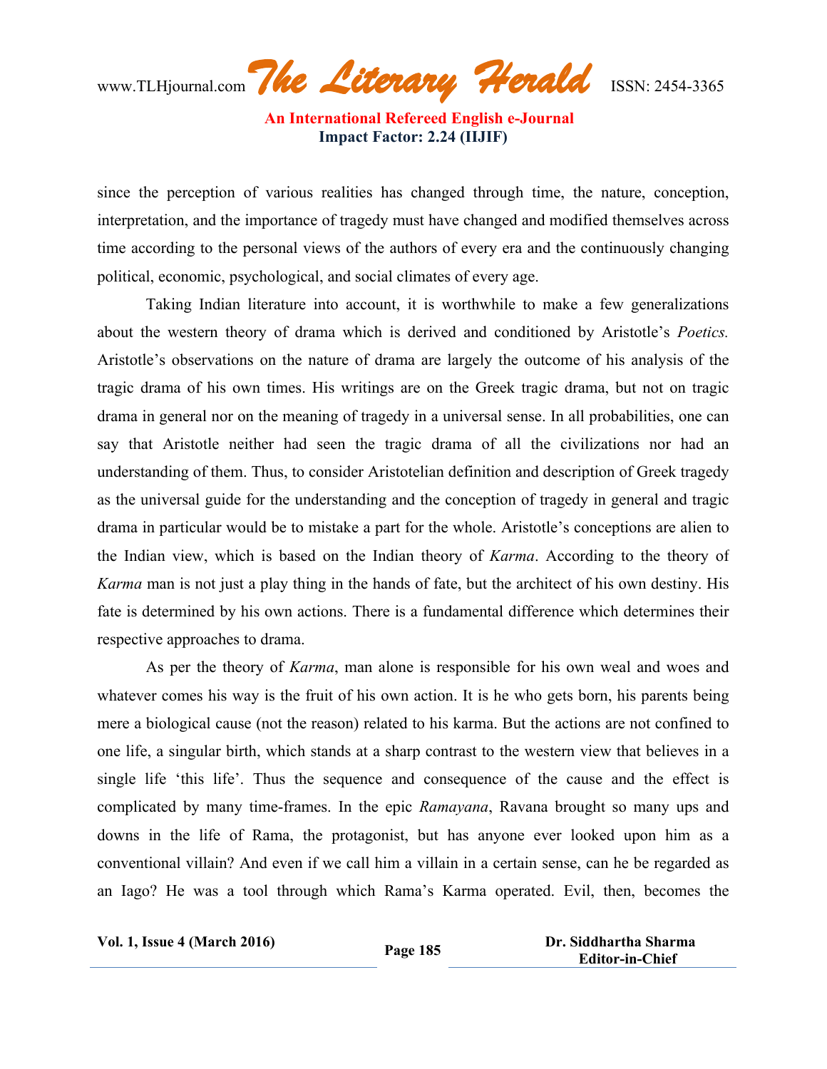since the perception of various realities has changed through time, the nature, conception, interpretation, and the importance of tragedy must have changed and modified themselves across time according to the personal views of the authors of every era and the continuously changing political, economic, psychological, and social climates of every age.

Taking Indian literature into account, it is worthwhile to make a few generalizations about the western theory of drama which is derived and conditioned by Aristotle's *Poetics.* Aristotle's observations on the nature of drama are largely the outcome of his analysis of the tragic drama of his own times. His writings are on the Greek tragic drama, but not on tragic drama in general nor on the meaning of tragedy in a universal sense. In all probabilities, one can say that Aristotle neither had seen the tragic drama of all the civilizations nor had an understanding of them. Thus, to consider Aristotelian definition and description of Greek tragedy as the universal guide for the understanding and the conception of tragedy in general and tragic drama in particular would be to mistake a part for the whole. Aristotle's conceptions are alien to the Indian view, which is based on the Indian theory of *Karma*. According to the theory of *Karma* man is not just a play thing in the hands of fate, but the architect of his own destiny. His fate is determined by his own actions. There is a fundamental difference which determines their respective approaches to drama.

As per the theory of *Karma*, man alone is responsible for his own weal and woes and whatever comes his way is the fruit of his own action. It is he who gets born, his parents being mere a biological cause (not the reason) related to his karma. But the actions are not confined to one life, a singular birth, which stands at a sharp contrast to the western view that believes in a single life 'this life'. Thus the sequence and consequence of the cause and the effect is complicated by many time-frames. In the epic *Ramayana*, Ravana brought so many ups and downs in the life of Rama, the protagonist, but has anyone ever looked upon him as a conventional villain? And even if we call him a villain in a certain sense, can he be regarded as an Iago? He was a tool through which Rama's Karma operated. Evil, then, becomes the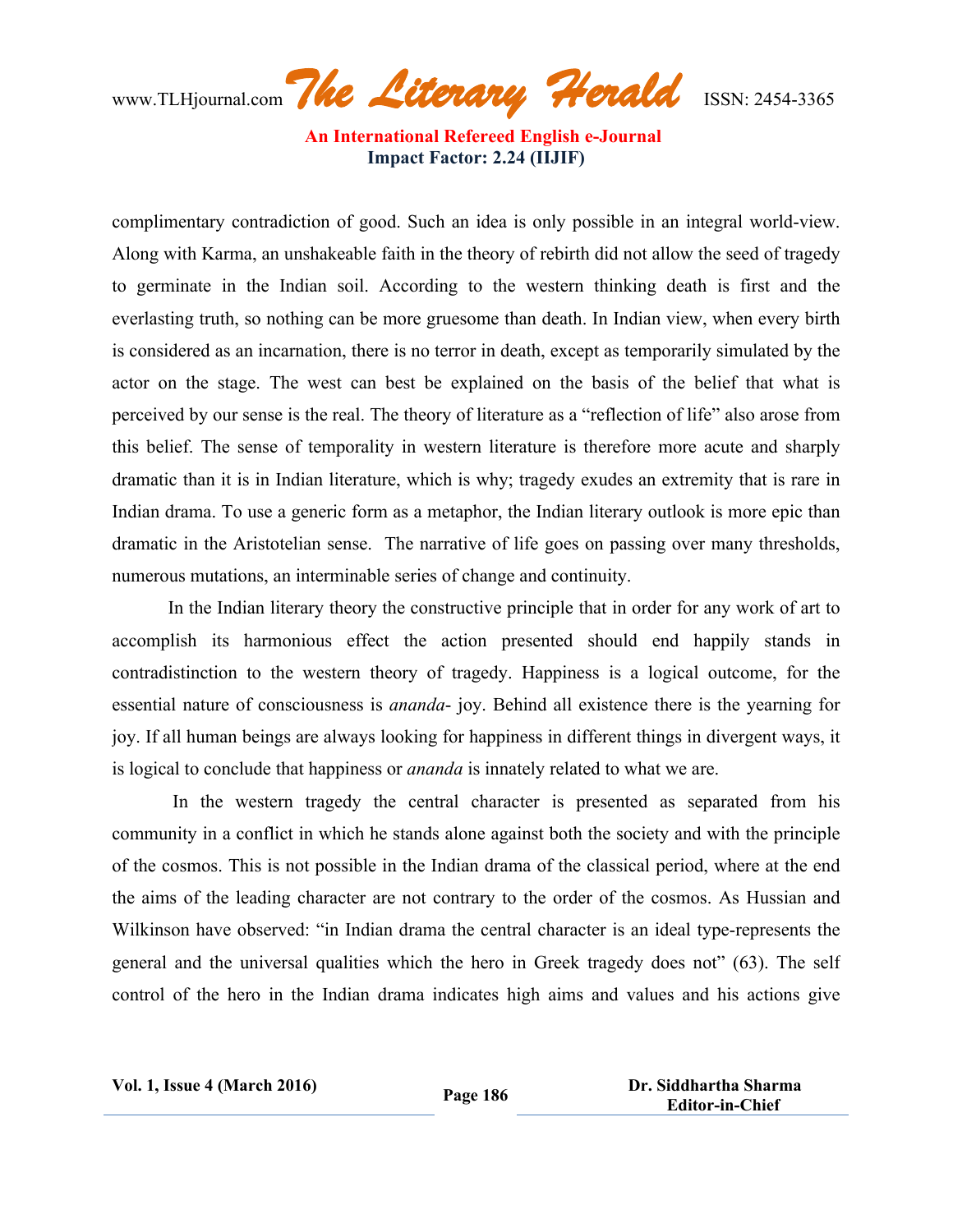complimentary contradiction of good. Such an idea is only possible in an integral world-view. Along with Karma, an unshakeable faith in the theory of rebirth did not allow the seed of tragedy to germinate in the Indian soil. According to the western thinking death is first and the everlasting truth, so nothing can be more gruesome than death. In Indian view, when every birth is considered as an incarnation, there is no terror in death, except as temporarily simulated by the actor on the stage. The west can best be explained on the basis of the belief that what is perceived by our sense is the real. The theory of literature as a "reflection of life" also arose from this belief. The sense of temporality in western literature is therefore more acute and sharply dramatic than it is in Indian literature, which is why; tragedy exudes an extremity that is rare in Indian drama. To use a generic form as a metaphor, the Indian literary outlook is more epic than dramatic in the Aristotelian sense. The narrative of life goes on passing over many thresholds, numerous mutations, an interminable series of change and continuity.

In the Indian literary theory the constructive principle that in order for any work of art to accomplish its harmonious effect the action presented should end happily stands in contradistinction to the western theory of tragedy. Happiness is a logical outcome, for the essential nature of consciousness is *ananda*- joy. Behind all existence there is the yearning for joy. If all human beings are always looking for happiness in different things in divergent ways, it is logical to conclude that happiness or *ananda* is innately related to what we are.

In the western tragedy the central character is presented as separated from his community in a conflict in which he stands alone against both the society and with the principle of the cosmos. This is not possible in the Indian drama of the classical period, where at the end the aims of the leading character are not contrary to the order of the cosmos. As Hussian and Wilkinson have observed: "in Indian drama the central character is an ideal type-represents the general and the universal qualities which the hero in Greek tragedy does not" (63). The self control of the hero in the Indian drama indicates high aims and values and his actions give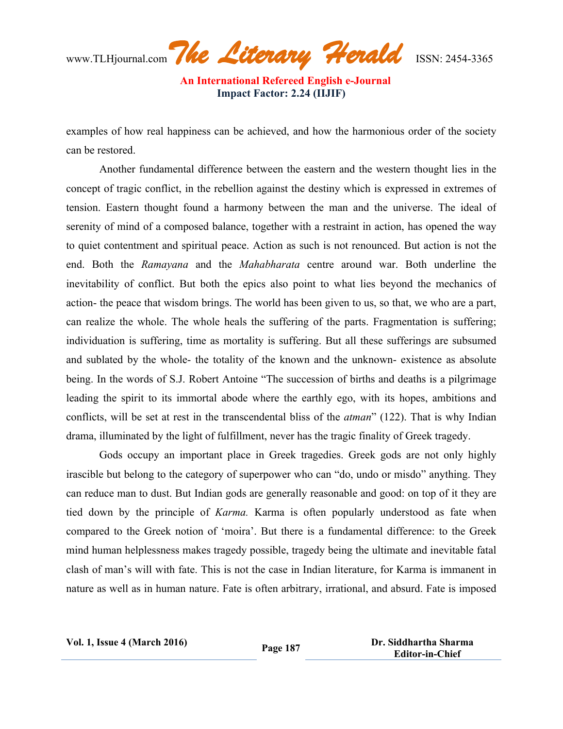examples of how real happiness can be achieved, and how the harmonious order of the society can be restored.

Another fundamental difference between the eastern and the western thought lies in the concept of tragic conflict, in the rebellion against the destiny which is expressed in extremes of tension. Eastern thought found a harmony between the man and the universe. The ideal of serenity of mind of a composed balance, together with a restraint in action, has opened the way to quiet contentment and spiritual peace. Action as such is not renounced. But action is not the end. Both the *Ramayana* and the *Mahabharata* centre around war. Both underline the inevitability of conflict. But both the epics also point to what lies beyond the mechanics of action- the peace that wisdom brings. The world has been given to us, so that, we who are a part, can realize the whole. The whole heals the suffering of the parts. Fragmentation is suffering; individuation is suffering, time as mortality is suffering. But all these sufferings are subsumed and sublated by the whole- the totality of the known and the unknown- existence as absolute being. In the words of S.J. Robert Antoine "The succession of births and deaths is a pilgrimage leading the spirit to its immortal abode where the earthly ego, with its hopes, ambitions and conflicts, will be set at rest in the transcendental bliss of the *atman*" (122). That is why Indian drama, illuminated by the light of fulfillment, never has the tragic finality of Greek tragedy.

Gods occupy an important place in Greek tragedies. Greek gods are not only highly irascible but belong to the category of superpower who can "do, undo or misdo" anything. They can reduce man to dust. But Indian gods are generally reasonable and good: on top of it they are tied down by the principle of *Karma.* Karma is often popularly understood as fate when compared to the Greek notion of 'moira'. But there is a fundamental difference: to the Greek mind human helplessness makes tragedy possible, tragedy being the ultimate and inevitable fatal clash of man's will with fate. This is not the case in Indian literature, for Karma is immanent in nature as well as in human nature. Fate is often arbitrary, irrational, and absurd. Fate is imposed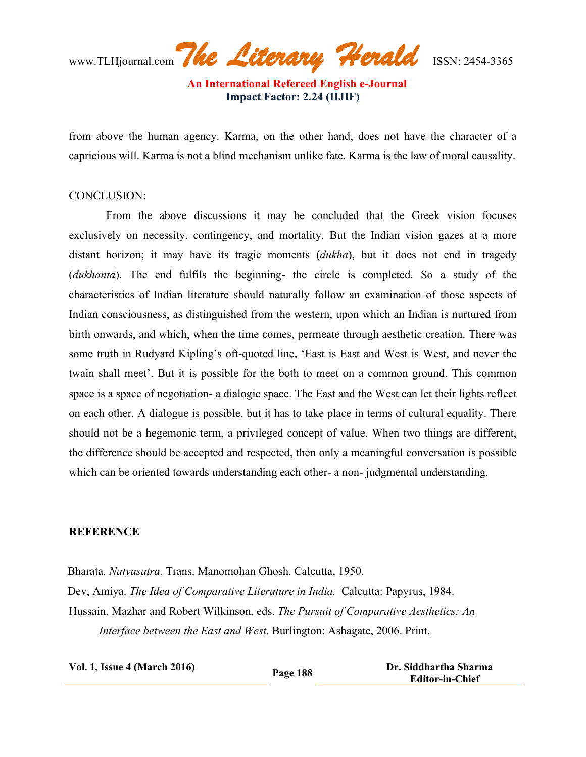from above the human agency. Karma, on the other hand, does not have the character of a capricious will. Karma is not a blind mechanism unlike fate. Karma is the law of moral causality.

CONCLUSION:

From the above discussions it may be concluded that the Greek vision focuses exclusively on necessity, contingency, and mortality. But the Indian vision gazes at a more distant horizon; it may have its tragic moments (*dukha*), but it does not end in tragedy (*dukhanta*). The end fulfils the beginning- the circle is completed. So a study of the characteristics of Indian literature should naturally follow an examination of those aspects of Indian consciousness, as distinguished from the western, upon which an Indian is nurtured from birth onwards, and which, when the time comes, permeate through aesthetic creation. There was some truth in Rudyard Kipling's oft-quoted line, 'East is East and West is West, and never the twain shall meet'. But it is possible for the both to meet on a common ground. This common space is a space of negotiation- a dialogic space. The East and the West can let their lights reflect on each other. A dialogue is possible, but it has to take place in terms of cultural equality. There should not be a hegemonic term, a privileged concept of value. When two things are different, the difference should be accepted and respected, then only a meaningful conversation is possible which can be oriented towards understanding each other- a non- judgmental understanding.

**REFERENCE**

Bharata*. Natyasatra*. Trans. Manomohan Ghosh. Calcutta, 1950.

Dev, Amiya. *The Idea of Comparative Literature in India.* Calcutta: Papyrus, 1984.

Hussain, Mazhar and Robert Wilkinson, eds. *The Pursuit of Comparative Aesthetics: An Interface between the East and West.* Burlington: Ashagate, 2006. Print.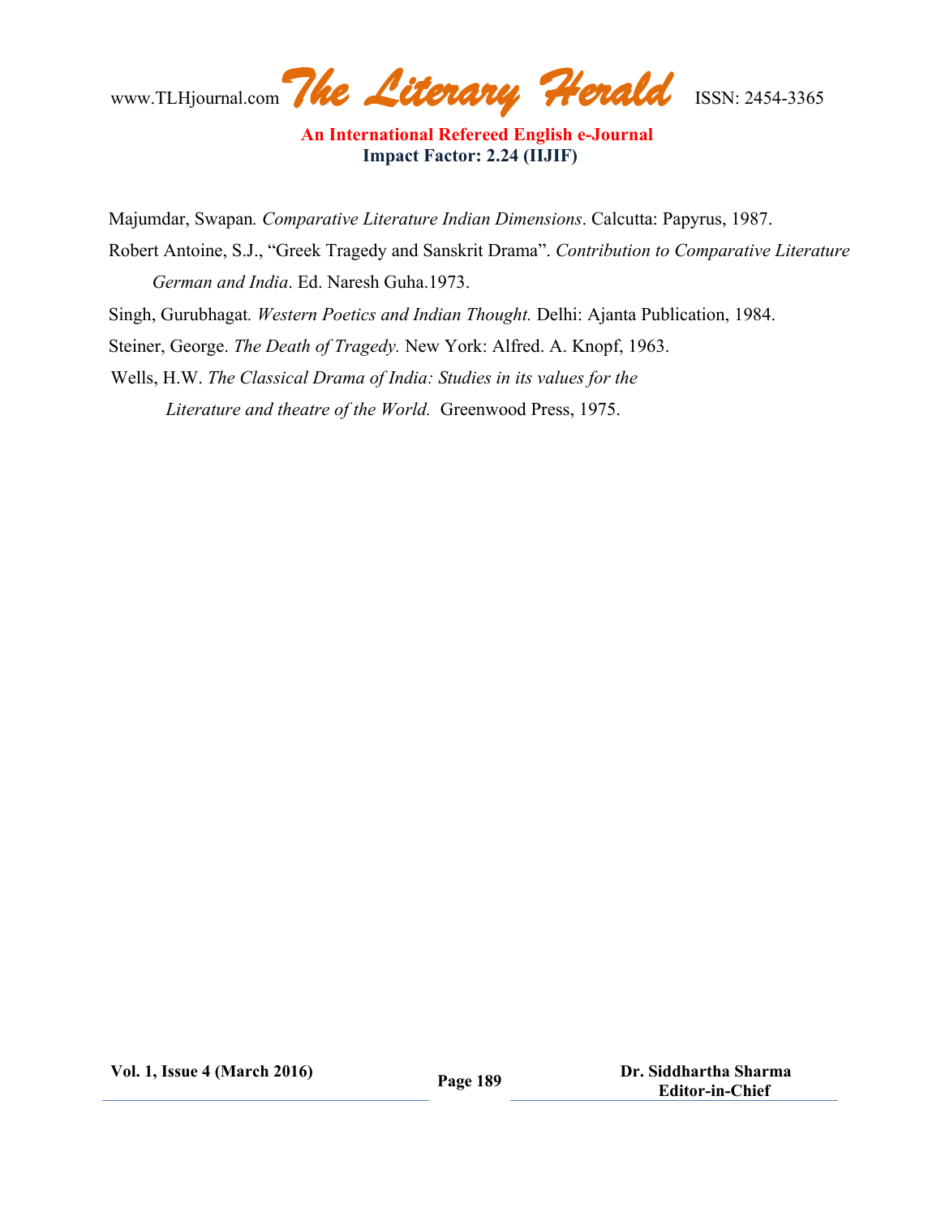Majumdar, Swapan. *Comparative Literature Indian Dimensions*. Calcutta: Papyrus, 1987.

Robert Antoine, S.J., "Greek Tragedy and Sanskrit Drama". *Contribution to Comparative Literature German and India*. Ed. Naresh Guha.1973.

Singh, Gurubhagat. *Western Poetics and Indian Thought.* Delhi: Ajanta Publication, 1984.

Steiner, George. *The Death of Tragedy.* New York: Alfred. A. Knopf, 1963.

Wells, H.W. *The Classical Drama of India: Studies in its values for the Literature and theatre of the World.* Greenwood Press, 1975.